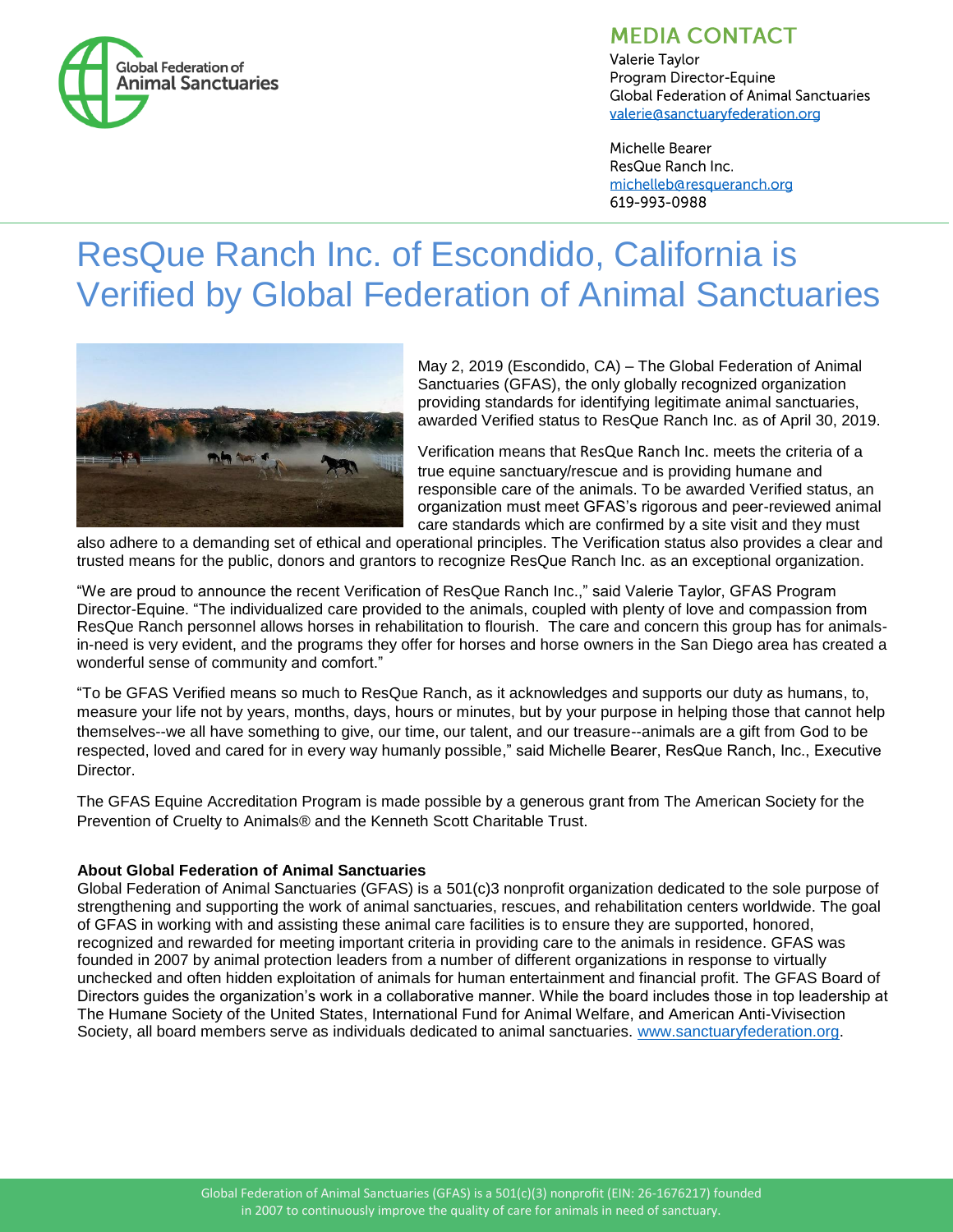Global Federation of Animal Sanctuaries

## MEDIA CONTACT

Valerie Taylor
Program Director-Equine
Global Federation of Animal Sanctuaries
valerie@sanctuaryfederation.org

Michelle Bearer
ResQue Ranch Inc.
michelleb@resqueranch.org
619-993-0988

# ResQue Ranch Inc. of Escondido, California is Verified by Global Federation of Animal Sanctuaries

May 2, 2019 (Escondido, CA) – The Global Federation of Animal Sanctuaries (GFAS), the only globally recognized organization providing standards for identifying legitimate animal sanctuaries, awarded Verified status to ResQue Ranch Inc. as of April 30, 2019.

Verification means that ResQue Ranch Inc. meets the criteria of a true equine sanctuary/rescue and is providing humane and responsible care of the animals. To be awarded Verified status, an organization must meet GFAS's rigorous and peer-reviewed animal care standards which are confirmed by a site visit and they must also adhere to a demanding set of ethical and operational principles. The Verification status also provides a clear and trusted means for the public, donors and grantors to recognize ResQue Ranch Inc. as an exceptional organization.

"We are proud to announce the recent Verification of ResQue Ranch Inc.," said Valerie Taylor, GFAS Program Director-Equine. "The individualized care provided to the animals, coupled with plenty of love and compassion from ResQue Ranch personnel allows horses in rehabilitation to flourish. The care and concern this group has for animals-in-need is very evident, and the programs they offer for horses and horse owners in the San Diego area has created a wonderful sense of community and comfort."

"To be GFAS Verified means so much to ResQue Ranch, as it acknowledges and supports our duty as humans, to, measure your life not by years, months, days, hours or minutes, but by your purpose in helping those that cannot help themselves--we all have something to give, our time, our talent, and our treasure--animals are a gift from God to be respected, loved and cared for in every way humanly possible," said Michelle Bearer, ResQue Ranch, Inc., Executive Director.

The GFAS Equine Accreditation Program is made possible by a generous grant from The American Society for the Prevention of Cruelty to Animals® and the Kenneth Scott Charitable Trust.

**About Global Federation of Animal Sanctuaries**
Global Federation of Animal Sanctuaries (GFAS) is a 501(c)3 nonprofit organization dedicated to the sole purpose of strengthening and supporting the work of animal sanctuaries, rescues, and rehabilitation centers worldwide. The goal of GFAS in working with and assisting these animal care facilities is to ensure they are supported, honored, recognized and rewarded for meeting important criteria in providing care to the animals in residence. GFAS was founded in 2007 by animal protection leaders from a number of different organizations in response to virtually unchecked and often hidden exploitation of animals for human entertainment and financial profit. The GFAS Board of Directors guides the organization's work in a collaborative manner. While the board includes those in top leadership at The Humane Society of the United States, International Fund for Animal Welfare, and American Anti-Vivisection Society, all board members serve as individuals dedicated to animal sanctuaries. www.sanctuaryfederation.org.

Global Federation of Animal Sanctuaries (GFAS) is a 501(c)(3) nonprofit (EIN: 26-1676217) founded in 2007 to continuously improve the quality of care for animals in need of sanctuary.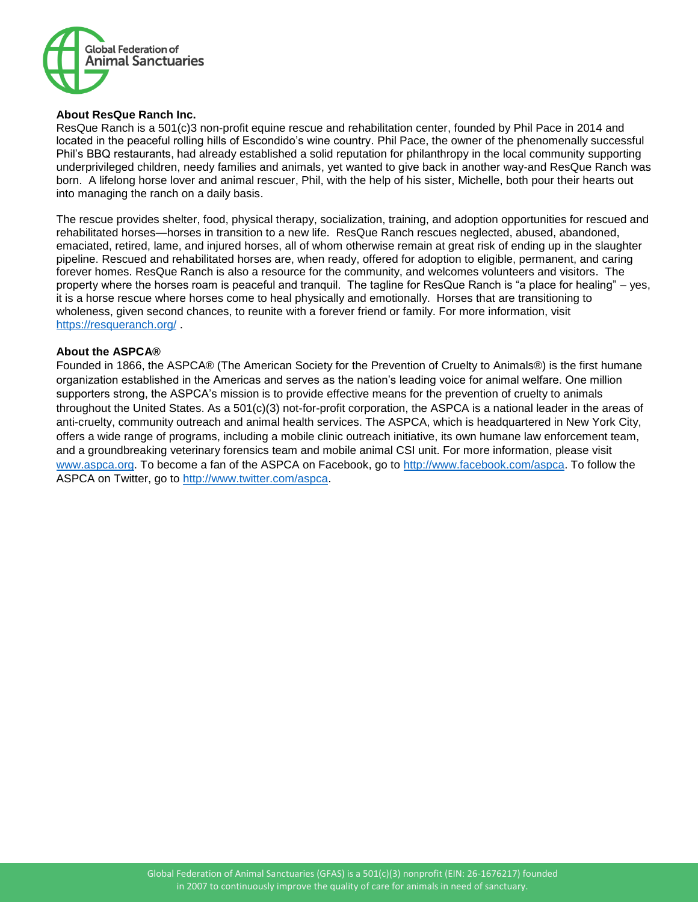**About ResQue Ranch Inc.**

ResQue Ranch is a 501(c)3 non-profit equine rescue and rehabilitation center, founded by Phil Pace in 2014 and located in the peaceful rolling hills of Escondido's wine country. Phil Pace, the owner of the phenomenally successful Phil's BBQ restaurants, had already established a solid reputation for philanthropy in the local community supporting underprivileged children, needy families and animals, yet wanted to give back in another way-and ResQue Ranch was born. A lifelong horse lover and animal rescuer, Phil, with the help of his sister, Michelle, both pour their hearts out into managing the ranch on a daily basis.

The rescue provides shelter, food, physical therapy, socialization, training, and adoption opportunities for rescued and rehabilitated horses—horses in transition to a new life. ResQue Ranch rescues neglected, abused, abandoned, emaciated, retired, lame, and injured horses, all of whom otherwise remain at great risk of ending up in the slaughter pipeline. Rescued and rehabilitated horses are, when ready, offered for adoption to eligible, permanent, and caring forever homes. ResQue Ranch is also a resource for the community, and welcomes volunteers and visitors. The property where the horses roam is peaceful and tranquil. The tagline for ResQue Ranch is "a place for healing" – yes, it is a horse rescue where horses come to heal physically and emotionally. Horses that are transitioning to wholeness, given second chances, to reunite with a forever friend or family. For more information, visit https://resqueranch.org/ .

**About the ASPCA®**

Founded in 1866, the ASPCA® (The American Society for the Prevention of Cruelty to Animals®) is the first humane organization established in the Americas and serves as the nation's leading voice for animal welfare. One million supporters strong, the ASPCA's mission is to provide effective means for the prevention of cruelty to animals throughout the United States. As a 501(c)(3) not-for-profit corporation, the ASPCA is a national leader in the areas of anti-cruelty, community outreach and animal health services. The ASPCA, which is headquartered in New York City, offers a wide range of programs, including a mobile clinic outreach initiative, its own humane law enforcement team, and a groundbreaking veterinary forensics team and mobile animal CSI unit. For more information, please visit www.aspca.org. To become a fan of the ASPCA on Facebook, go to http://www.facebook.com/aspca. To follow the ASPCA on Twitter, go to http://www.twitter.com/aspca.